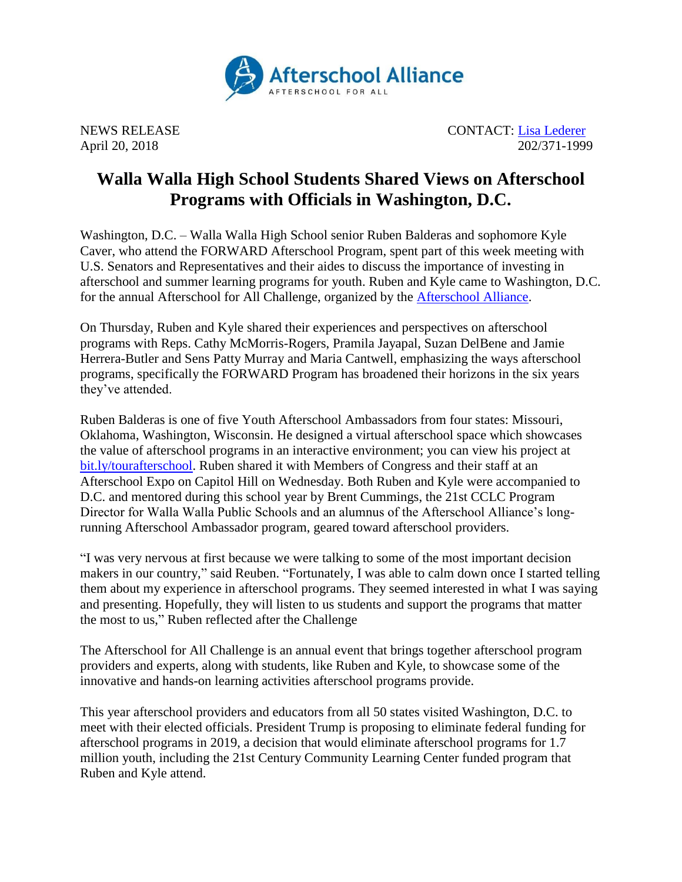Afterschool Alliance
AFTERSCHOOL FOR ALL

NEWS RELEASE
April 20, 2018

CONTACT: [Lisa Lederer](#)
202/371-1999

# Walla Walla High School Students Shared Views on Afterschool Programs with Officials in Washington, D.C.

Washington, D.C. – Walla Walla High School senior Ruben Balderas and sophomore Kyle Caver, who attend the FORWARD Afterschool Program, spent part of this week meeting with U.S. Senators and Representatives and their aides to discuss the importance of investing in afterschool and summer learning programs for youth. Ruben and Kyle came to Washington, D.C. for the annual Afterschool for All Challenge, organized by the [Afterschool Alliance](#).

On Thursday, Ruben and Kyle shared their experiences and perspectives on afterschool programs with Reps. Cathy McMorris-Rogers, Pramila Jayapal, Suzan DelBene and Jamie Herrera-Butler and Sens Patty Murray and Maria Cantwell, emphasizing the ways afterschool programs, specifically the FORWARD Program has broadened their horizons in the six years they've attended.

Ruben Balderas is one of five Youth Afterschool Ambassadors from four states: Missouri, Oklahoma, Washington, Wisconsin. He designed a virtual afterschool space which showcases the value of afterschool programs in an interactive environment; you can view his project at [bit.ly/tourafterschool](#). Ruben shared it with Members of Congress and their staff at an Afterschool Expo on Capitol Hill on Wednesday. Both Ruben and Kyle were accompanied to D.C. and mentored during this school year by Brent Cummings, the 21st CCLC Program Director for Walla Walla Public Schools and an alumnus of the Afterschool Alliance's long-running Afterschool Ambassador program, geared toward afterschool providers.

"I was very nervous at first because we were talking to some of the most important decision makers in our country," said Reuben. "Fortunately, I was able to calm down once I started telling them about my experience in afterschool programs. They seemed interested in what I was saying and presenting. Hopefully, they will listen to us students and support the programs that matter the most to us," Ruben reflected after the Challenge

The Afterschool for All Challenge is an annual event that brings together afterschool program providers and experts, along with students, like Ruben and Kyle, to showcase some of the innovative and hands-on learning activities afterschool programs provide.

This year afterschool providers and educators from all 50 states visited Washington, D.C. to meet with their elected officials. President Trump is proposing to eliminate federal funding for afterschool programs in 2019, a decision that would eliminate afterschool programs for 1.7 million youth, including the 21st Century Community Learning Center funded program that Ruben and Kyle attend.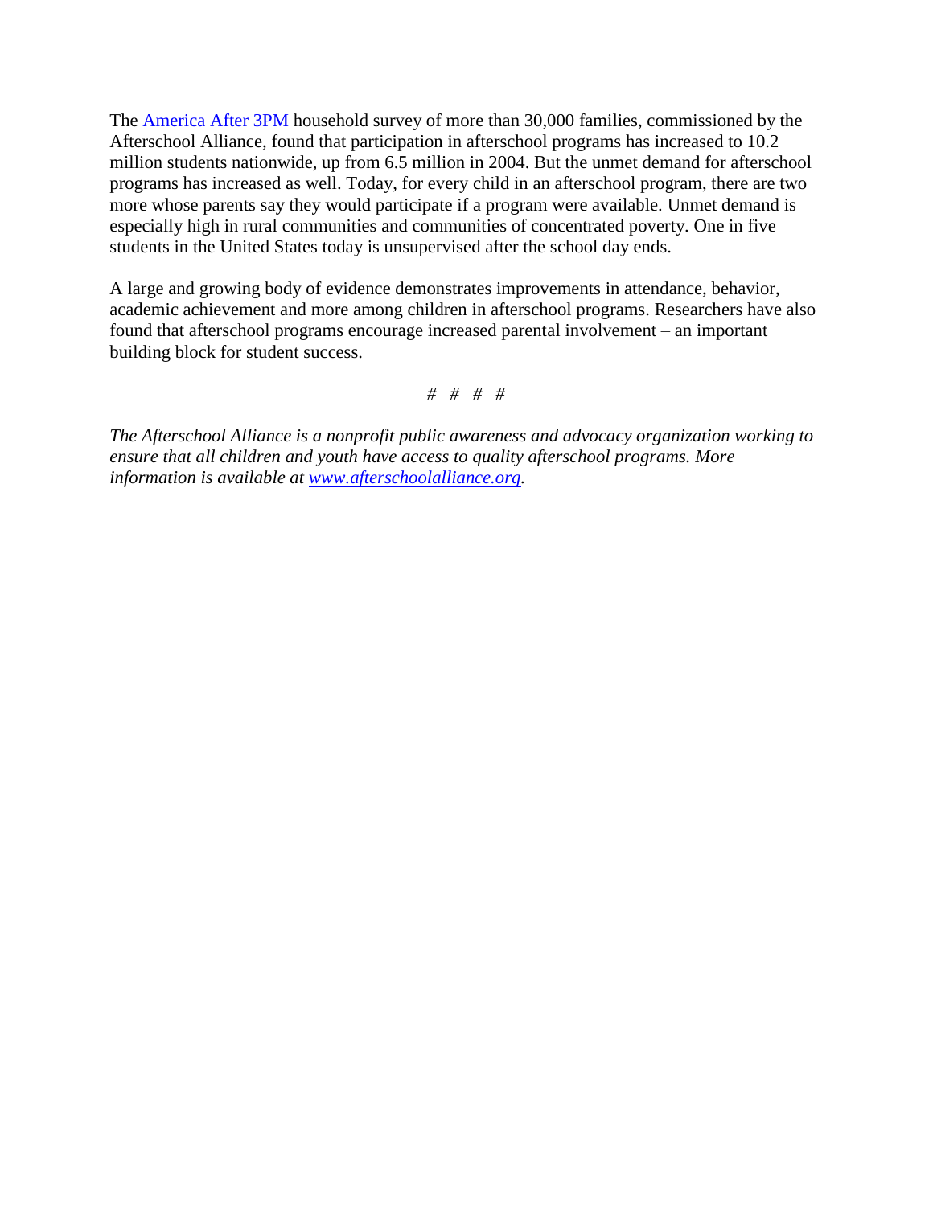The [America After 3PM](#) household survey of more than 30,000 families, commissioned by the Afterschool Alliance, found that participation in afterschool programs has increased to 10.2 million students nationwide, up from 6.5 million in 2004. But the unmet demand for afterschool programs has increased as well. Today, for every child in an afterschool program, there are two more whose parents say they would participate if a program were available. Unmet demand is especially high in rural communities and communities of concentrated poverty. One in five students in the United States today is unsupervised after the school day ends.

A large and growing body of evidence demonstrates improvements in attendance, behavior, academic achievement and more among children in afterschool programs. Researchers have also found that afterschool programs encourage increased parental involvement – an important building block for student success.

*# # # #*

*The Afterschool Alliance is a nonprofit public awareness and advocacy organization working to ensure that all children and youth have access to quality afterschool programs. More information is available at [www.afterschoolalliance.org](http://www.afterschoolalliance.org).*